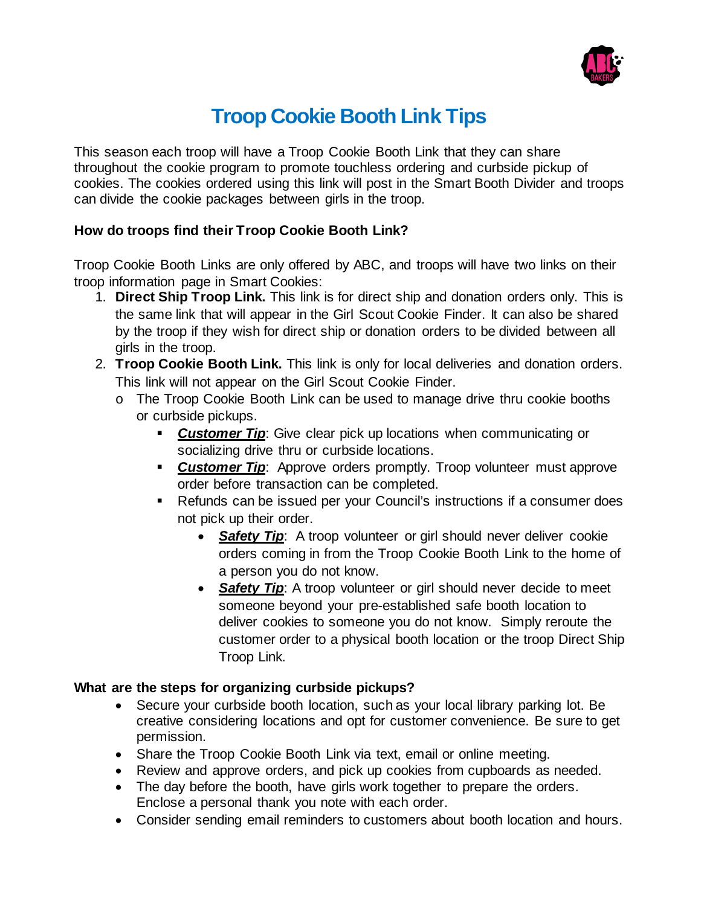# Troop Cookie Booth Link Tips

This season each troop will have a Troop Cookie Booth Link that they can share throughout the cookie program to promote touchless ordering and curbside pickup of cookies. The cookies ordered using this link will post in the Smart Booth Divider and troops can divide the cookie packages between girls in the troop.

### How do troops find their Troop Cookie Booth Link?

Troop Cookie Booth Links are only offered by ABC, and troops will have two links on their troop information page in Smart Cookies:

1. **Direct Ship Troop Link.** This link is for direct ship and donation orders only. This is the same link that will appear in the Girl Scout Cookie Finder. It can also be shared by the troop if they wish for direct ship or donation orders to be divided between all girls in the troop.
2. **Troop Cookie Booth Link.** This link is only for local deliveries and donation orders. This link will not appear on the Girl Scout Cookie Finder.
   - The Troop Cookie Booth Link can be used to manage drive thru cookie booths or curbside pickups.
     - ***Customer Tip***: Give clear pick up locations when communicating or socializing drive thru or curbside locations.
     - ***Customer Tip***: Approve orders promptly. Troop volunteer must approve order before transaction can be completed.
     - Refunds can be issued per your Council's instructions if a consumer does not pick up their order.
       - ***Safety Tip***: A troop volunteer or girl should never deliver cookie orders coming in from the Troop Cookie Booth Link to the home of a person you do not know.
       - ***Safety Tip***: A troop volunteer or girl should never decide to meet someone beyond your pre-established safe booth location to deliver cookies to someone you do not know. Simply reroute the customer order to a physical booth location or the troop Direct Ship Troop Link.

### What are the steps for organizing curbside pickups?

- Secure your curbside booth location, such as your local library parking lot. Be creative considering locations and opt for customer convenience. Be sure to get permission.
- Share the Troop Cookie Booth Link via text, email or online meeting.
- Review and approve orders, and pick up cookies from cupboards as needed.
- The day before the booth, have girls work together to prepare the orders. Enclose a personal thank you note with each order.
- Consider sending email reminders to customers about booth location and hours.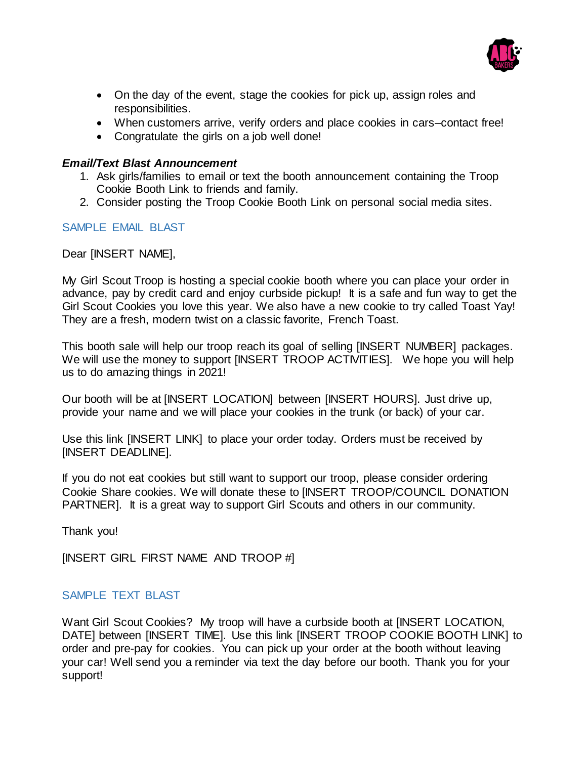- On the day of the event, stage the cookies for pick up, assign roles and responsibilities.
- When customers arrive, verify orders and place cookies in cars–contact free!
- Congratulate the girls on a job well done!

***Email/Text Blast Announcement***

1. Ask girls/families to email or text the booth announcement containing the Troop Cookie Booth Link to friends and family.
2. Consider posting the Troop Cookie Booth Link on personal social media sites.

SAMPLE EMAIL BLAST

Dear [INSERT NAME],

My Girl Scout Troop is hosting a special cookie booth where you can place your order in advance, pay by credit card and enjoy curbside pickup! It is a safe and fun way to get the Girl Scout Cookies you love this year. We also have a new cookie to try called Toast Yay! They are a fresh, modern twist on a classic favorite, French Toast.

This booth sale will help our troop reach its goal of selling [INSERT NUMBER] packages. We will use the money to support [INSERT TROOP ACTIVITIES]. We hope you will help us to do amazing things in 2021!

Our booth will be at [INSERT LOCATION] between [INSERT HOURS]. Just drive up, provide your name and we will place your cookies in the trunk (or back) of your car.

Use this link [INSERT LINK] to place your order today. Orders must be received by [INSERT DEADLINE].

If you do not eat cookies but still want to support our troop, please consider ordering Cookie Share cookies. We will donate these to [INSERT TROOP/COUNCIL DONATION PARTNER]. It is a great way to support Girl Scouts and others in our community.

Thank you!

[INSERT GIRL FIRST NAME AND TROOP #]

SAMPLE TEXT BLAST

Want Girl Scout Cookies? My troop will have a curbside booth at [INSERT LOCATION, DATE] between [INSERT TIME]. Use this link [INSERT TROOP COOKIE BOOTH LINK] to order and pre-pay for cookies. You can pick up your order at the booth without leaving your car! Well send you a reminder via text the day before our booth. Thank you for your support!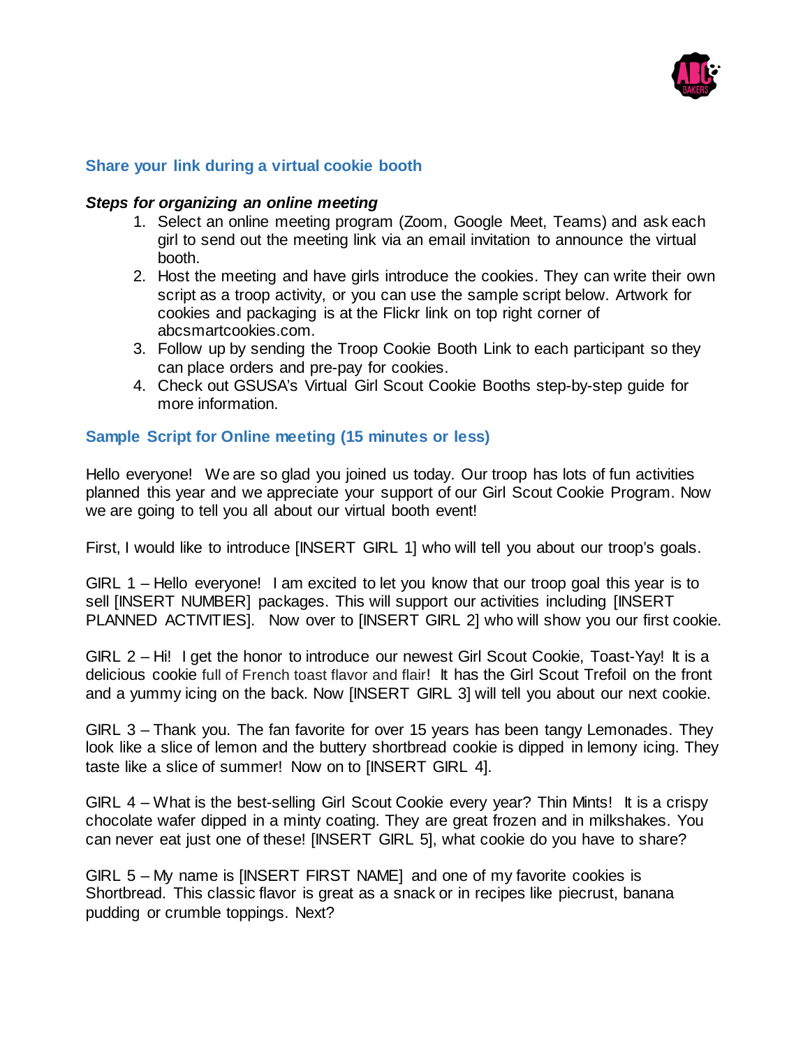## Share your link during a virtual cookie booth

### *Steps for organizing an online meeting*

1. Select an online meeting program (Zoom, Google Meet, Teams) and ask each girl to send out the meeting link via an email invitation to announce the virtual booth.
2. Host the meeting and have girls introduce the cookies. They can write their own script as a troop activity, or you can use the sample script below. Artwork for cookies and packaging is at the Flickr link on top right corner of abcsmartcookies.com.
3. Follow up by sending the Troop Cookie Booth Link to each participant so they can place orders and pre-pay for cookies.
4. Check out GSUSA's Virtual Girl Scout Cookie Booths step-by-step guide for more information.

## Sample Script for Online meeting (15 minutes or less)

Hello everyone! We are so glad you joined us today. Our troop has lots of fun activities planned this year and we appreciate your support of our Girl Scout Cookie Program. Now we are going to tell you all about our virtual booth event!

First, I would like to introduce [INSERT GIRL 1] who will tell you about our troop's goals.

GIRL 1 – Hello everyone! I am excited to let you know that our troop goal this year is to sell [INSERT NUMBER] packages. This will support our activities including [INSERT PLANNED ACTIVITIES]. Now over to [INSERT GIRL 2] who will show you our first cookie.

GIRL 2 – Hi! I get the honor to introduce our newest Girl Scout Cookie, Toast-Yay! It is a delicious cookie full of French toast flavor and flair! It has the Girl Scout Trefoil on the front and a yummy icing on the back. Now [INSERT GIRL 3] will tell you about our next cookie.

GIRL 3 – Thank you. The fan favorite for over 15 years has been tangy Lemonades. They look like a slice of lemon and the buttery shortbread cookie is dipped in lemony icing. They taste like a slice of summer! Now on to [INSERT GIRL 4].

GIRL 4 – What is the best-selling Girl Scout Cookie every year? Thin Mints! It is a crispy chocolate wafer dipped in a minty coating. They are great frozen and in milkshakes. You can never eat just one of these! [INSERT GIRL 5], what cookie do you have to share?

GIRL 5 – My name is [INSERT FIRST NAME] and one of my favorite cookies is Shortbread. This classic flavor is great as a snack or in recipes like piecrust, banana pudding or crumble toppings. Next?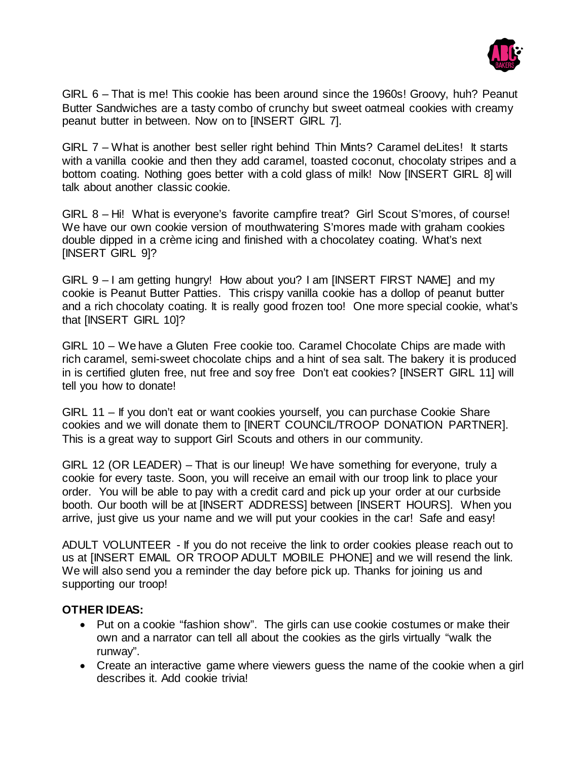GIRL 6 – That is me! This cookie has been around since the 1960s! Groovy, huh? Peanut Butter Sandwiches are a tasty combo of crunchy but sweet oatmeal cookies with creamy peanut butter in between. Now on to [INSERT GIRL 7].

GIRL 7 – What is another best seller right behind Thin Mints? Caramel deLites! It starts with a vanilla cookie and then they add caramel, toasted coconut, chocolaty stripes and a bottom coating. Nothing goes better with a cold glass of milk! Now [INSERT GIRL 8] will talk about another classic cookie.

GIRL 8 – Hi! What is everyone's favorite campfire treat? Girl Scout S'mores, of course! We have our own cookie version of mouthwatering S'mores made with graham cookies double dipped in a crème icing and finished with a chocolatey coating. What's next [INSERT GIRL 9]?

GIRL 9 – I am getting hungry! How about you? I am [INSERT FIRST NAME] and my cookie is Peanut Butter Patties. This crispy vanilla cookie has a dollop of peanut butter and a rich chocolaty coating. It is really good frozen too! One more special cookie, what's that [INSERT GIRL 10]?

GIRL 10 – We have a Gluten Free cookie too. Caramel Chocolate Chips are made with rich caramel, semi-sweet chocolate chips and a hint of sea salt. The bakery it is produced in is certified gluten free, nut free and soy free Don't eat cookies? [INSERT GIRL 11] will tell you how to donate!

GIRL 11 – If you don't eat or want cookies yourself, you can purchase Cookie Share cookies and we will donate them to [INERT COUNCIL/TROOP DONATION PARTNER]. This is a great way to support Girl Scouts and others in our community.

GIRL 12 (OR LEADER) – That is our lineup! We have something for everyone, truly a cookie for every taste. Soon, you will receive an email with our troop link to place your order. You will be able to pay with a credit card and pick up your order at our curbside booth. Our booth will be at [INSERT ADDRESS] between [INSERT HOURS]. When you arrive, just give us your name and we will put your cookies in the car! Safe and easy!

ADULT VOLUNTEER - If you do not receive the link to order cookies please reach out to us at [INSERT EMAIL OR TROOP ADULT MOBILE PHONE] and we will resend the link. We will also send you a reminder the day before pick up. Thanks for joining us and supporting our troop!

**OTHER IDEAS:**

- Put on a cookie "fashion show". The girls can use cookie costumes or make their own and a narrator can tell all about the cookies as the girls virtually "walk the runway".
- Create an interactive game where viewers guess the name of the cookie when a girl describes it. Add cookie trivia!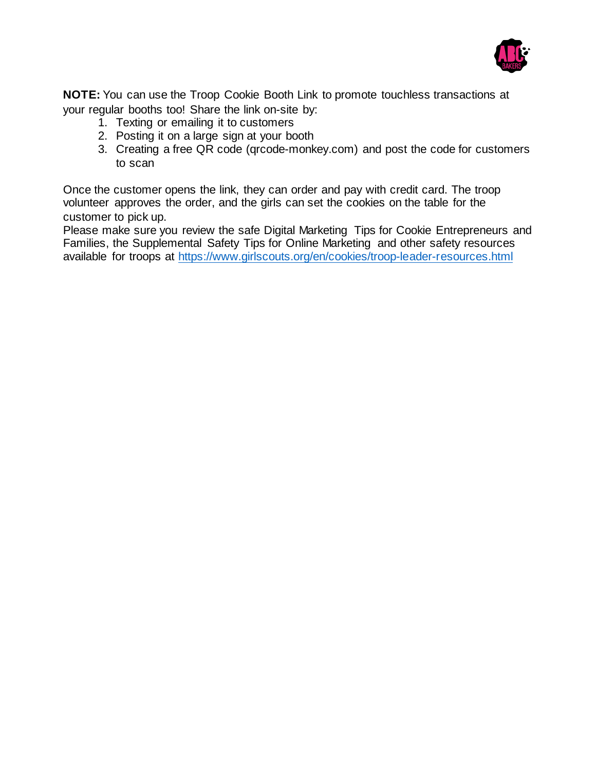**NOTE:** You can use the Troop Cookie Booth Link to promote touchless transactions at your regular booths too! Share the link on-site by:

1. Texting or emailing it to customers
2. Posting it on a large sign at your booth
3. Creating a free QR code (qrcode-monkey.com) and post the code for customers to scan

Once the customer opens the link, they can order and pay with credit card. The troop volunteer approves the order, and the girls can set the cookies on the table for the customer to pick up.
Please make sure you review the safe Digital Marketing Tips for Cookie Entrepreneurs and Families, the Supplemental Safety Tips for Online Marketing and other safety resources available for troops at https://www.girlscouts.org/en/cookies/troop-leader-resources.html